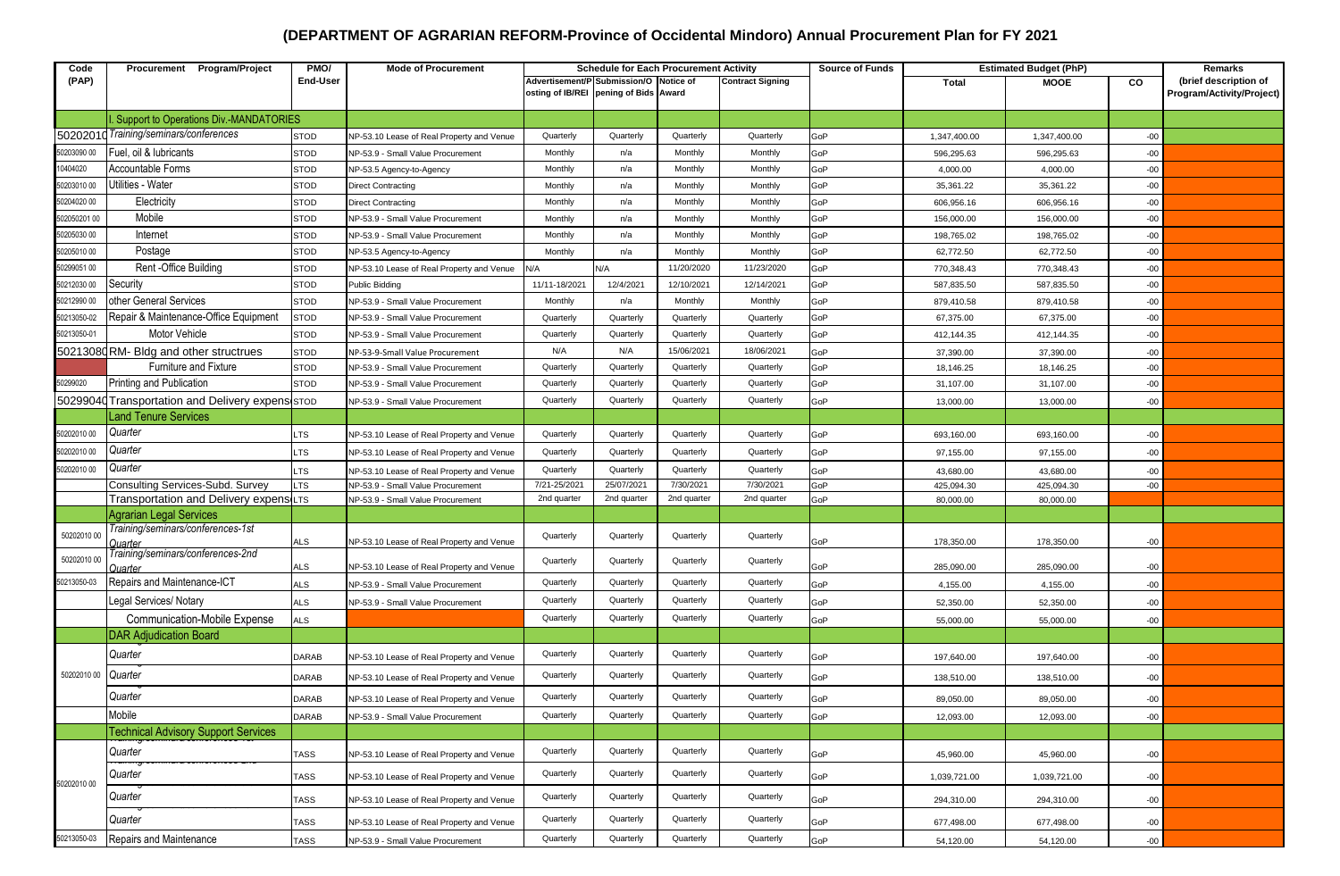# (DEPARTMENT OF AGRARIAN REFORM-Province of Occidental Mindoro) Annual Procurement Plan for FY 2021

| Code (PAP) | Procurement Program/Project | PMO/ End-User | Mode of Procurement | Schedule for Each Procurement Activity | | | | Source of Funds | Estimated Budget (PhP) | | | Remarks (brief description of Program/Activity/Project) |
|---|---|---|---|---|---|---|---|---|---|---|---|---|
| | | | | Advertisement/Posting of IB/REI | Submission/Opening of Bids | Notice of Award | Contract Signing | | Total | MOOE | CO | |
| | I. Support to Operations Div.-MANDATORIES | | | | | | | | | | | |
| 50202010 | Training/seminars/conferences | STOD | NP-53.10 Lease of Real Property and Venue | Quarterly | Quarterly | Quarterly | Quarterly | GoP | 1,347,400.00 | 1,347,400.00 | -00 | |
| 50203090 00 | Fuel, oil & lubricants | STOD | NP-53.9 - Small Value Procurement | Monthly | n/a | Monthly | Monthly | GoP | 596,295.63 | 596,295.63 | -00 | |
| 10404020 | Accountable Forms | STOD | NP-53.5 Agency-to-Agency | Monthly | n/a | Monthly | Monthly | GoP | 4,000.00 | 4,000.00 | -00 | |
| 50203010 00 | Utilities - Water | STOD | Direct Contracting | Monthly | n/a | Monthly | Monthly | GoP | 35,361.22 | 35,361.22 | -00 | |
| 50204020 00 | Electricity | STOD | Direct Contracting | Monthly | n/a | Monthly | Monthly | GoP | 606,956.16 | 606,956.16 | -00 | |
| 502050201 00 | Mobile | STOD | NP-53.9 - Small Value Procurement | Monthly | n/a | Monthly | Monthly | GoP | 156,000.00 | 156,000.00 | -00 | |
| 50205030 00 | Internet | STOD | NP-53.9 - Small Value Procurement | Monthly | n/a | Monthly | Monthly | GoP | 198,765.02 | 198,765.02 | -00 | |
| 50205010 00 | Postage | STOD | NP-53.5 Agency-to-Agency | Monthly | n/a | Monthly | Monthly | GoP | 62,772.50 | 62,772.50 | -00 | |
| 50299051 00 | Rent -Office Building | STOD | NP-53.10 Lease of Real Property and Venue | N/A | N/A | 11/20/2020 | 11/23/2020 | GoP | 770,348.43 | 770,348.43 | -00 | |
| 50212030 00 | Security | STOD | Public Bidding | 11/11-18/2021 | 12/4/2021 | 12/10/2021 | 12/14/2021 | GoP | 587,835.50 | 587,835.50 | -00 | |
| 50212990 00 | other General Services | STOD | NP-53.9 - Small Value Procurement | Monthly | n/a | Monthly | Monthly | GoP | 879,410.58 | 879,410.58 | -00 | |
| 50213050-02 | Repair & Maintenance-Office Equipment | STOD | NP-53.9 - Small Value Procurement | Quarterly | Quarterly | Quarterly | Quarterly | GoP | 67,375.00 | 67,375.00 | -00 | |
| 50213050-01 | Motor Vehicle | STOD | NP-53.9 - Small Value Procurement | Quarterly | Quarterly | Quarterly | Quarterly | GoP | 412,144.35 | 412,144.35 | -00 | |
| 50213080 | RM- Bldg and other structrues | STOD | NP-53.9-Small Value Procurement | N/A | N/A | 15/06/2021 | 18/06/2021 | GoP | 37,390.00 | 37,390.00 | -00 | |
| | Furniture and Fixture | STOD | NP-53.9 - Small Value Procurement | Quarterly | Quarterly | Quarterly | Quarterly | GoP | 18,146.25 | 18,146.25 | -00 | |
| 50299020 | Printing and Publication | STOD | NP-53.9 - Small Value Procurement | Quarterly | Quarterly | Quarterly | Quarterly | GoP | 31,107.00 | 31,107.00 | -00 | |
| 50299040 | Transportation and Delivery expenses | STOD | NP-53.9 - Small Value Procurement | Quarterly | Quarterly | Quarterly | Quarterly | GoP | 13,000.00 | 13,000.00 | -00 | |
| | Land Tenure Services | | | | | | | | | | | |
| 50202010 00 | Quarter | LTS | NP-53.10 Lease of Real Property and Venue | Quarterly | Quarterly | Quarterly | Quarterly | GoP | 693,160.00 | 693,160.00 | -00 | |
| 50202010 00 | Quarter | LTS | NP-53.10 Lease of Real Property and Venue | Quarterly | Quarterly | Quarterly | Quarterly | GoP | 97,155.00 | 97,155.00 | -00 | |
| 50202010 00 | Quarter | LTS | NP-53.10 Lease of Real Property and Venue | Quarterly | Quarterly | Quarterly | Quarterly | GoP | 43,680.00 | 43,680.00 | -00 | |
| | Consulting Services-Subd. Survey | LTS | NP-53.9 - Small Value Procurement | 7/21-25/2021 | 25/07/2021 | 7/30/2021 | 7/30/2021 | GoP | 425,094.30 | 425,094.30 | -00 | |
| | Transportation and Delivery expenses | LTS | NP-53.9 - Small Value Procurement | 2nd quarter | 2nd quarter | 2nd quarter | 2nd quarter | GoP | 80,000.00 | 80,000.00 | | |
| | Agrarian Legal Services | | | | | | | | | | | |
| 50202010 00 | Training/seminars/conferences-1st Quarter | ALS | NP-53.10 Lease of Real Property and Venue | Quarterly | Quarterly | Quarterly | Quarterly | GoP | 178,350.00 | 178,350.00 | -00 | |
| 50202010 00 | Training/seminars/conferences-2nd Quarter | ALS | NP-53.10 Lease of Real Property and Venue | Quarterly | Quarterly | Quarterly | Quarterly | GoP | 285,090.00 | 285,090.00 | -00 | |
| 50213050-03 | Repairs and Maintenance-ICT | ALS | NP-53.9 - Small Value Procurement | Quarterly | Quarterly | Quarterly | Quarterly | GoP | 4,155.00 | 4,155.00 | -00 | |
| | Legal Services/ Notary | ALS | NP-53.9 - Small Value Procurement | Quarterly | Quarterly | Quarterly | Quarterly | GoP | 52,350.00 | 52,350.00 | -00 | |
| | Communication-Mobile Expense | ALS | | Quarterly | Quarterly | Quarterly | Quarterly | GoP | 55,000.00 | 55,000.00 | -00 | |
| | DAR Adjudication Board | | | | | | | | | | | |
| | Quarter | DARAB | NP-53.10 Lease of Real Property and Venue | Quarterly | Quarterly | Quarterly | Quarterly | GoP | 197,640.00 | 197,640.00 | -00 | |
| 50202010 00 | Quarter | DARAB | NP-53.10 Lease of Real Property and Venue | Quarterly | Quarterly | Quarterly | Quarterly | GoP | 138,510.00 | 138,510.00 | -00 | |
| | Quarter | DARAB | NP-53.10 Lease of Real Property and Venue | Quarterly | Quarterly | Quarterly | Quarterly | GoP | 89,050.00 | 89,050.00 | -00 | |
| | Mobile | DARAB | NP-53.9 - Small Value Procurement | Quarterly | Quarterly | Quarterly | Quarterly | GoP | 12,093.00 | 12,093.00 | -00 | |
| | Technical Advisory Support Services | | | | | | | | | | | |
| | Quarter | TASS | NP-53.10 Lease of Real Property and Venue | Quarterly | Quarterly | Quarterly | Quarterly | GoP | 45,960.00 | 45,960.00 | -00 | |
| 50202010 00 | Quarter | TASS | NP-53.10 Lease of Real Property and Venue | Quarterly | Quarterly | Quarterly | Quarterly | GoP | 1,039,721.00 | 1,039,721.00 | -00 | |
| | Quarter | TASS | NP-53.10 Lease of Real Property and Venue | Quarterly | Quarterly | Quarterly | Quarterly | GoP | 294,310.00 | 294,310.00 | -00 | |
| | Quarter | TASS | NP-53.10 Lease of Real Property and Venue | Quarterly | Quarterly | Quarterly | Quarterly | GoP | 677,498.00 | 677,498.00 | -00 | |
| 50213050-03 | Repairs and Maintenance | TASS | NP-53.9 - Small Value Procurement | Quarterly | Quarterly | Quarterly | Quarterly | GoP | 54,120.00 | 54,120.00 | -00 | |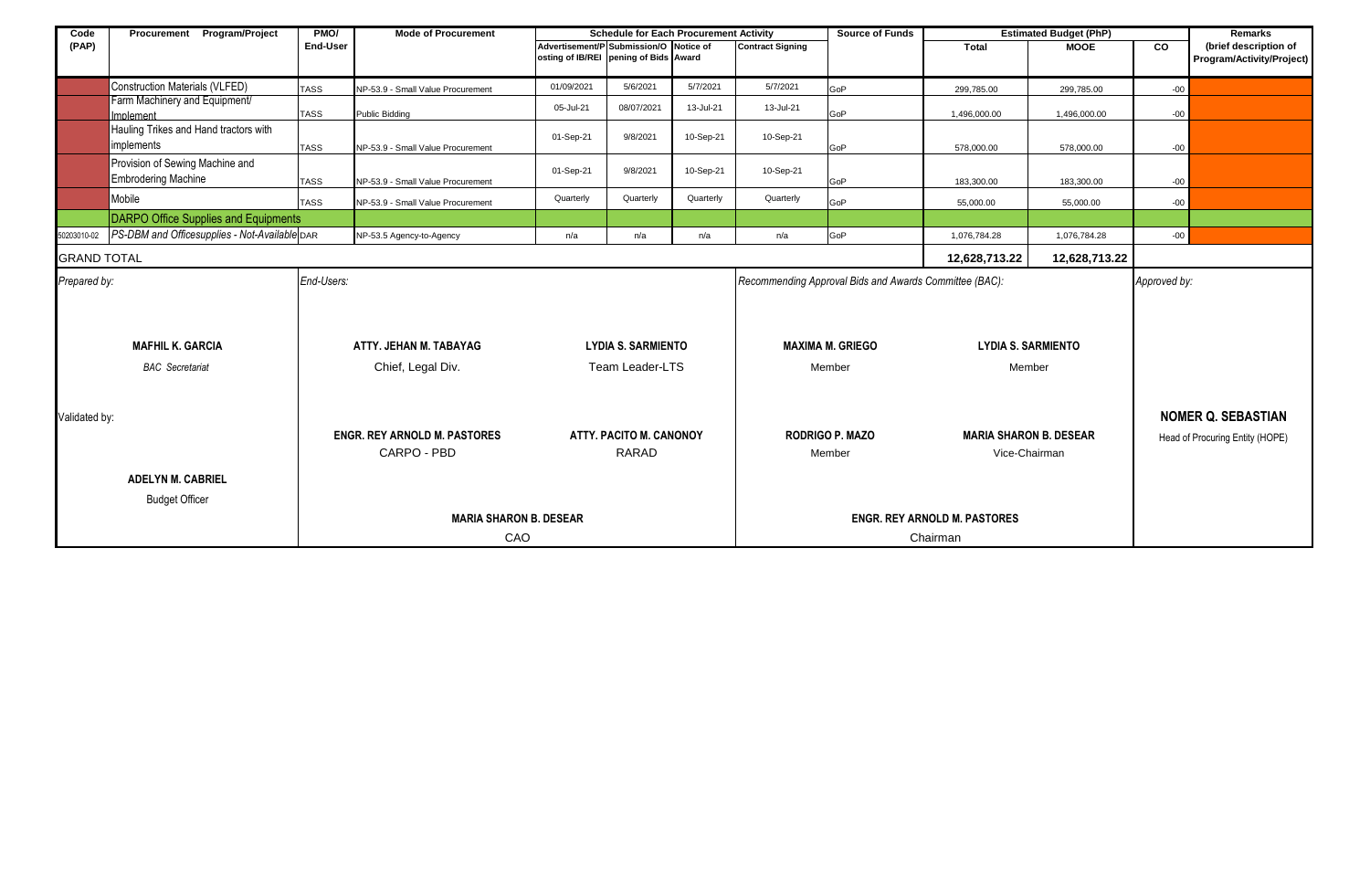| Code (PAP) | Procurement Program/Project | PMO/ End-User | Mode of Procurement | Schedule for Each Procurement Activity | | | | Source of Funds | Estimated Budget (PhP) | | | Remarks (brief description of Program/Activity/Project) |
|---|---|---|---|---|---|---|---|---|---|---|---|---|
| | | | | Advertisement/Posting of IB/REI | Submission/Opening of Bids | Notice of Award | Contract Signing | | Total | MOOE | CO | |
| | Construction Materials (VLFED) | TASS | NP-53.9 - Small Value Procurement | 01/09/2021 | 5/6/2021 | 5/7/2021 | 5/7/2021 | GoP | 299,785.00 | 299,785.00 | -00 | |
| | Farm Machinery and Equipment/ Implement | TASS | Public Bidding | 05-Jul-21 | 08/07/2021 | 13-Jul-21 | 13-Jul-21 | GoP | 1,496,000.00 | 1,496,000.00 | -00 | |
| | Hauling Trikes and Hand tractors with implements | TASS | NP-53.9 - Small Value Procurement | 01-Sep-21 | 9/8/2021 | 10-Sep-21 | 10-Sep-21 | GoP | 578,000.00 | 578,000.00 | -00 | |
| | Provision of Sewing Machine and Embrodering Machine | TASS | NP-53.9 - Small Value Procurement | 01-Sep-21 | 9/8/2021 | 10-Sep-21 | 10-Sep-21 | GoP | 183,300.00 | 183,300.00 | -00 | |
| | Mobile | TASS | NP-53.9 - Small Value Procurement | Quarterly | Quarterly | Quarterly | Quarterly | GoP | 55,000.00 | 55,000.00 | -00 | |
| | DARPO Office Supplies and Equipments | | | | | | | | | | | |
| 50203010-02 | *PS-DBM and Officesupplies - Not-Available* | DAR | NP-53.5 Agency-to-Agency | n/a | n/a | n/a | n/a | GoP | 1,076,784.28 | 1,076,784.28 | -00 | |
| GRAND TOTAL | | | | | | | | | **12,628,713.22** | **12,628,713.22** | | |

*Prepared by:*

**MAFHIL K. GARCIA**
*BAC Secretariat*

*End-Users:*

**ATTY. JEHAN M. TABAYAG**
Chief, Legal Div.

**LYDIA S. SARMIENTO**
Team Leader-LTS

**ENGR. REY ARNOLD M. PASTORES**
CARPO - PBD

**ATTY. PACITO M. CANONOY**
RARAD

**MARIA SHARON B. DESEAR**
CAO

*Recommending Approval Bids and Awards Committee (BAC):*

**MAXIMA M. GRIEGO**
Member

**LYDIA S. SARMIENTO**
Member

**RODRIGO P. MAZO**
Member

**MARIA SHARON B. DESEAR**
Vice-Chairman

**ENGR. REY ARNOLD M. PASTORES**
Chairman

*Approved by:*

**NOMER Q. SEBASTIAN**
Head of Procuring Entity (HOPE)

Validated by:

**ADELYN M. CABRIEL**
Budget Officer